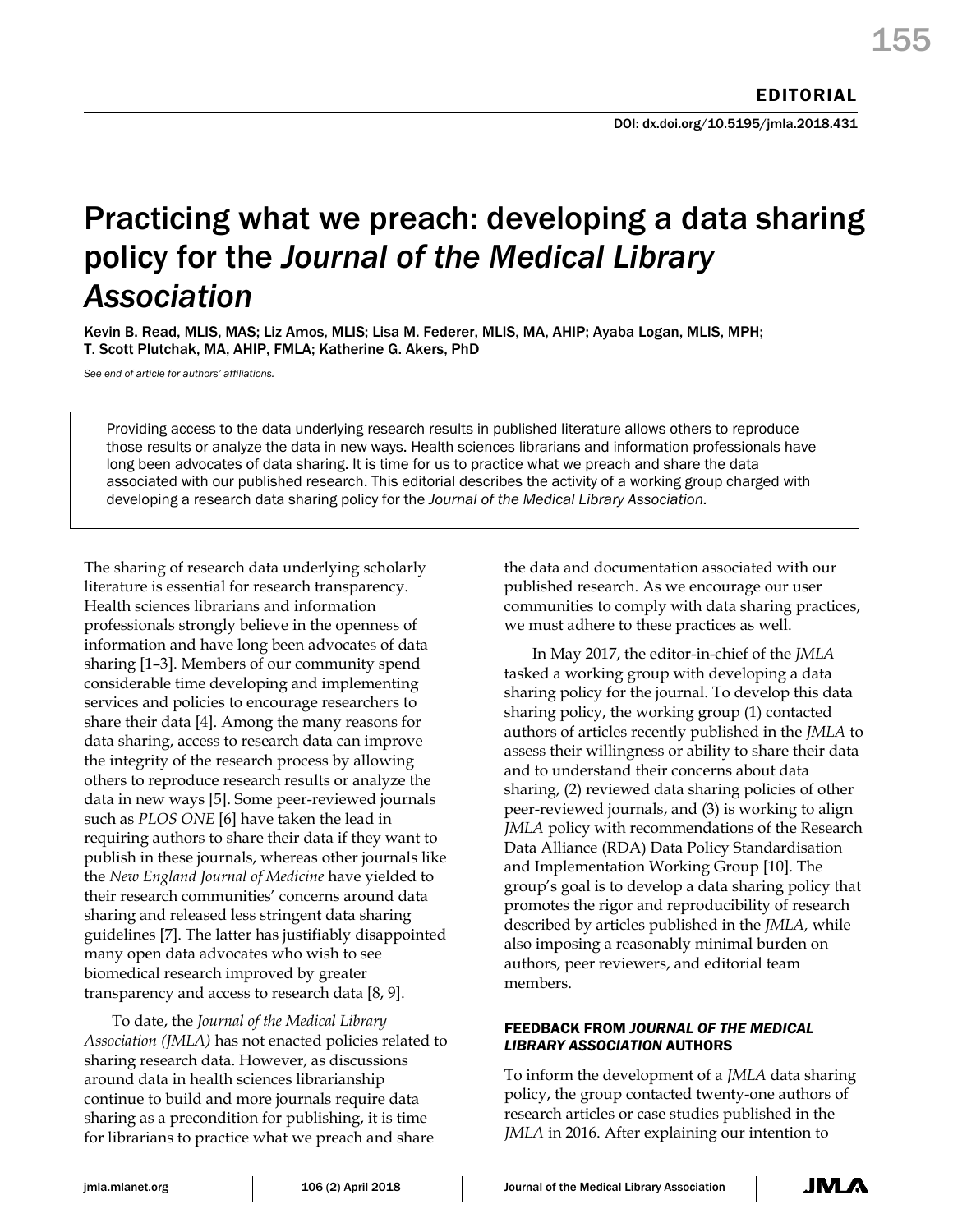EDITORIAL

DOI: dx.doi.org/10.5195/jmla.2018.431

# Practicing what we preach: developing a data sharing policy for the *Journal of the Medical Library Association*

Kevin B. Read, MLIS, MAS; Liz Amos, MLIS; Lisa M. Federer, MLIS, MA, AHIP; Ayaba Logan, MLIS, MPH; T. Scott Plutchak, MA, AHIP, FMLA; Katherine G. Akers, PhD

*See end of article for authors' affiliations.*

Providing access to the data underlying research results in published literature allows others to reproduce those results or analyze the data in new ways. Health sciences librarians and information professionals have long been advocates of data sharing. It is time for us to practice what we preach and share the data associated with our published research. This editorial describes the activity of a working group charged with developing a research data sharing policy for the *Journal of the Medical Library Association.*

The sharing of research data underlying scholarly literature is essential for research transparency. Health sciences librarians and information professionals strongly believe in the openness of information and have long been advocates of data sharing [1–3]. Members of our community spend considerable time developing and implementing services and policies to encourage researchers to share their data [4]. Among the many reasons for data sharing, access to research data can improve the integrity of the research process by allowing others to reproduce research results or analyze the data in new ways [5]. Some peer-reviewed journals such as *PLOS ONE* [6] have taken the lead in requiring authors to share their data if they want to publish in these journals, whereas other journals like the *New England Journal of Medicine* have yielded to their research communities' concerns around data sharing and released less stringent data sharing guidelines [7]. The latter has justifiably disappointed many open data advocates who wish to see biomedical research improved by greater transparency and access to research data [8, 9].

To date, the *Journal of the Medical Library Association (JMLA)* has not enacted policies related to sharing research data. However, as discussions around data in health sciences librarianship continue to build and more journals require data sharing as a precondition for publishing, it is time for librarians to practice what we preach and share the data and documentation associated with our published research. As we encourage our user communities to comply with data sharing practices, we must adhere to these practices as well.

In May 2017, the editor-in-chief of the *JMLA* tasked a working group with developing a data sharing policy for the journal. To develop this data sharing policy, the working group (1) contacted authors of articles recently published in the *JMLA* to assess their willingness or ability to share their data and to understand their concerns about data sharing, (2) reviewed data sharing policies of other peer-reviewed journals, and (3) is working to align *JMLA* policy with recommendations of the Research Data Alliance (RDA) Data Policy Standardisation and Implementation Working Group [10]. The group's goal is to develop a data sharing policy that promotes the rigor and reproducibility of research described by articles published in the *JMLA,* while also imposing a reasonably minimal burden on authors, peer reviewers, and editorial team members.

## FEEDBACK FROM *JOURNAL OF THE MEDICAL LIBRARY ASSOCIATION* AUTHORS

To inform the development of a *JMLA* data sharing policy, the group contacted twenty-one authors of research articles or case studies published in the *JMLA* in 2016. After explaining our intention to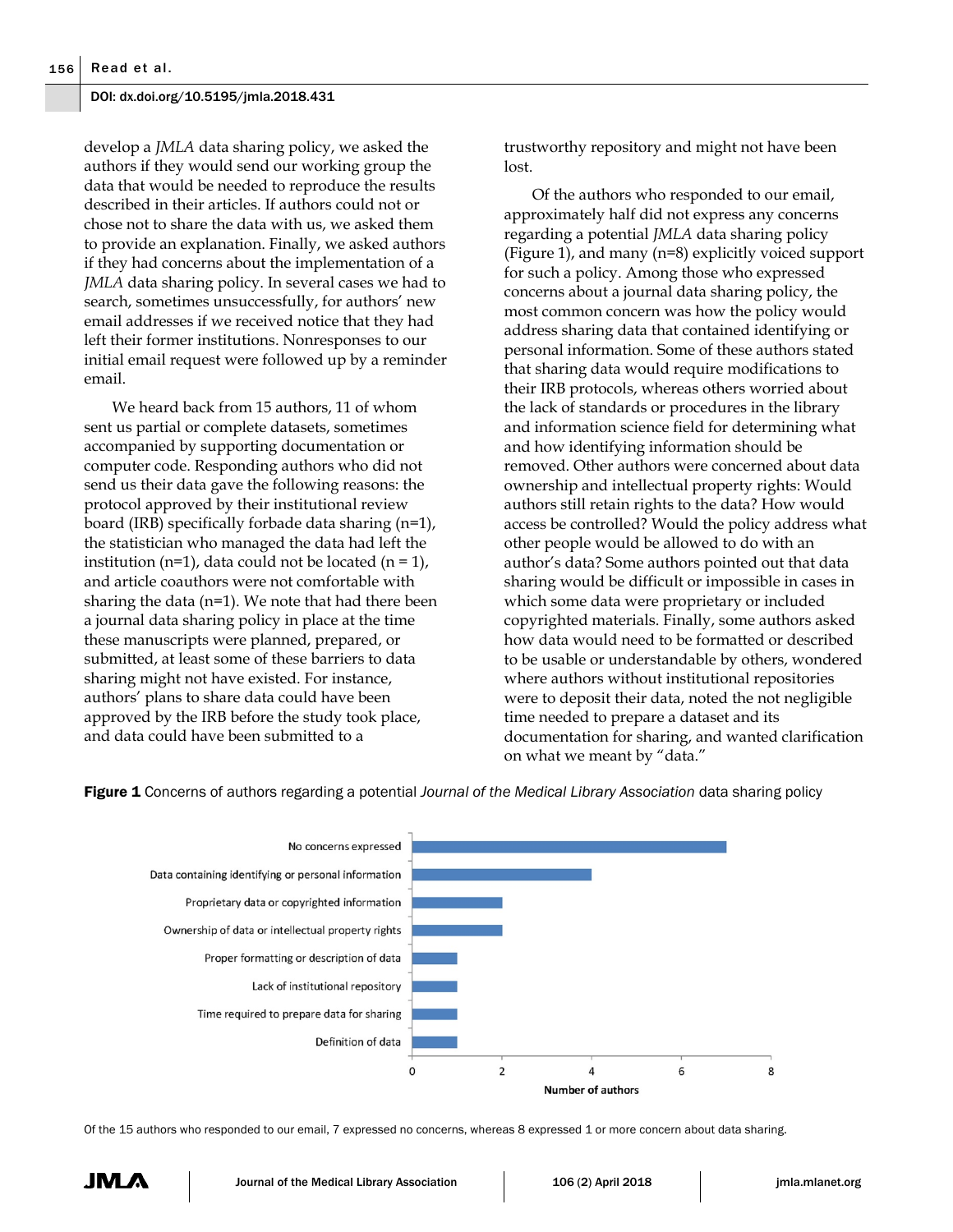develop a *JMLA* data sharing policy, we asked the authors if they would send our working group the data that would be needed to reproduce the results described in their articles. If authors could not or chose not to share the data with us, we asked them to provide an explanation. Finally, we asked authors if they had concerns about the implementation of a *JMLA* data sharing policy. In several cases we had to search, sometimes unsuccessfully, for authors' new email addresses if we received notice that they had left their former institutions. Nonresponses to our initial email request were followed up by a reminder email.

We heard back from 15 authors, 11 of whom sent us partial or complete datasets, sometimes accompanied by supporting documentation or computer code. Responding authors who did not send us their data gave the following reasons: the protocol approved by their institutional review board (IRB) specifically forbade data sharing (n=1), the statistician who managed the data had left the institution (n=1), data could not be located (n = 1), and article coauthors were not comfortable with sharing the data (n=1). We note that had there been a journal data sharing policy in place at the time these manuscripts were planned, prepared, or submitted, at least some of these barriers to data sharing might not have existed. For instance, authors' plans to share data could have been approved by the IRB before the study took place, and data could have been submitted to a trustworthy repository and might not have been lost.

Of the authors who responded to our email, approximately half did not express any concerns regarding a potential *JMLA* data sharing policy (Figure 1), and many (n=8) explicitly voiced support for such a policy. Among those who expressed concerns about a journal data sharing policy, the most common concern was how the policy would address sharing data that contained identifying or personal information. Some of these authors stated that sharing data would require modifications to their IRB protocols, whereas others worried about the lack of standards or procedures in the library and information science field for determining what and how identifying information should be removed. Other authors were concerned about data ownership and intellectual property rights: Would authors still retain rights to the data? How would access be controlled? Would the policy address what other people would be allowed to do with an author's data? Some authors pointed out that data sharing would be difficult or impossible in cases in which some data were proprietary or included copyrighted materials. Finally, some authors asked how data would need to be formatted or described to be usable or understandable by others, wondered where authors without institutional repositories were to deposit their data, noted the not negligible time needed to prepare a dataset and its documentation for sharing, and wanted clarification on what we meant by "data."

**Figure 1** Concerns of authors regarding a potential *Journal of the Medical Library Association* data sharing policy

| Concern | Number of authors |
|---|---|
| No concerns expressed | 7 |
| Data containing identifying or personal information | 4 |
| Proprietary data or copyrighted information | 2 |
| Ownership of data or intellectual property rights | 2 |
| Proper formatting or description of data | 1 |
| Lack of institutional repository | 1 |
| Time required to prepare data for sharing | 1 |
| Definition of data | 1 |

Of the 15 authors who responded to our email, 7 expressed no concerns, whereas 8 expressed 1 or more concern about data sharing.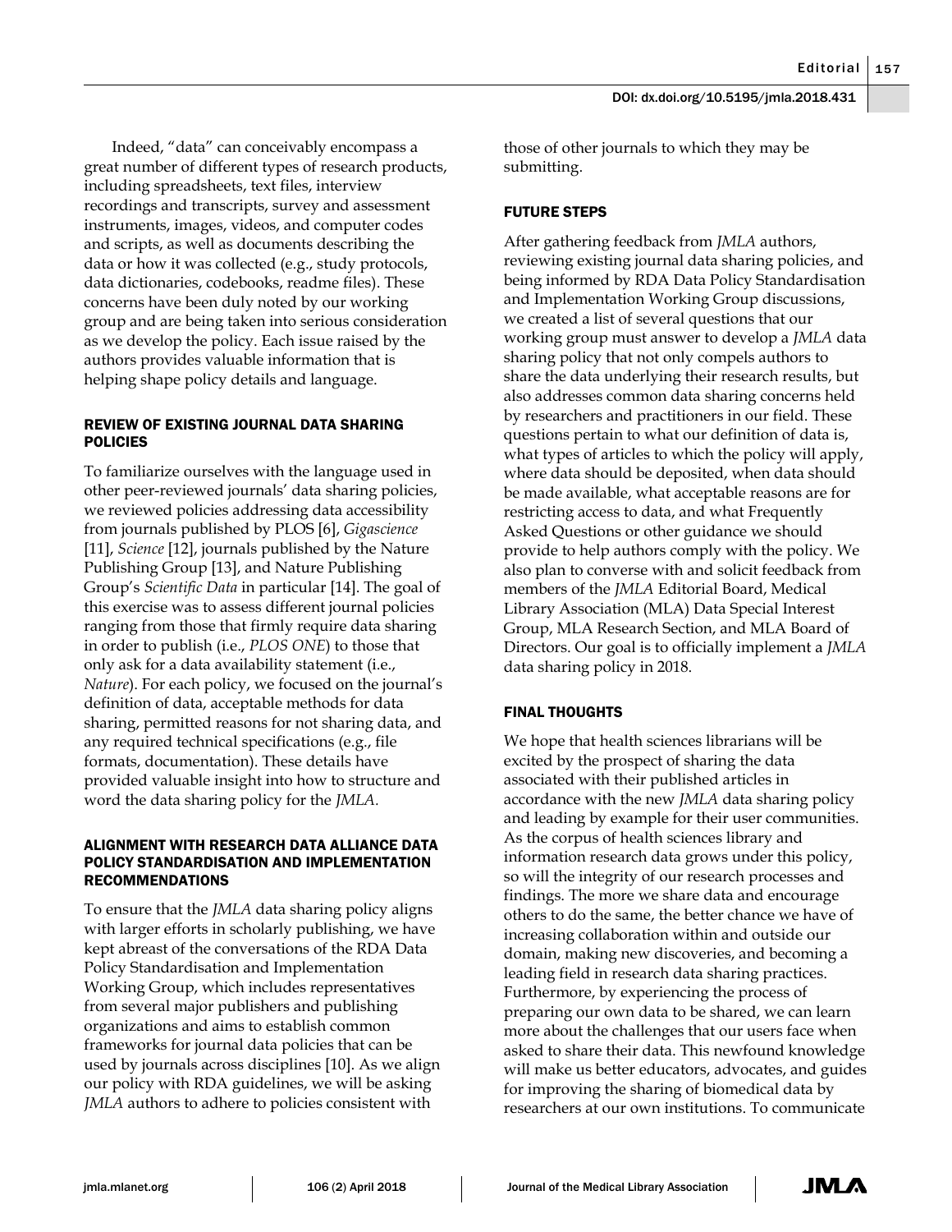Indeed, "data" can conceivably encompass a great number of different types of research products, including spreadsheets, text files, interview recordings and transcripts, survey and assessment instruments, images, videos, and computer codes and scripts, as well as documents describing the data or how it was collected (e.g., study protocols, data dictionaries, codebooks, readme files). These concerns have been duly noted by our working group and are being taken into serious consideration as we develop the policy. Each issue raised by the authors provides valuable information that is helping shape policy details and language.

## REVIEW OF EXISTING JOURNAL DATA SHARING POLICIES

To familiarize ourselves with the language used in other peer-reviewed journals' data sharing policies, we reviewed policies addressing data accessibility from journals published by PLOS [6], *Gigascience* [11], *Science* [12], journals published by the Nature Publishing Group [13], and Nature Publishing Group's *Scientific Data* in particular [14]. The goal of this exercise was to assess different journal policies ranging from those that firmly require data sharing in order to publish (i.e., *PLOS ONE*) to those that only ask for a data availability statement (i.e., *Nature*). For each policy, we focused on the journal's definition of data, acceptable methods for data sharing, permitted reasons for not sharing data, and any required technical specifications (e.g., file formats, documentation). These details have provided valuable insight into how to structure and word the data sharing policy for the *JMLA*.

## ALIGNMENT WITH RESEARCH DATA ALLIANCE DATA POLICY STANDARDISATION AND IMPLEMENTATION RECOMMENDATIONS

To ensure that the *JMLA* data sharing policy aligns with larger efforts in scholarly publishing, we have kept abreast of the conversations of the RDA Data Policy Standardisation and Implementation Working Group, which includes representatives from several major publishers and publishing organizations and aims to establish common frameworks for journal data policies that can be used by journals across disciplines [10]. As we align our policy with RDA guidelines, we will be asking *JMLA* authors to adhere to policies consistent with those of other journals to which they may be submitting.

## FUTURE STEPS

After gathering feedback from *JMLA* authors, reviewing existing journal data sharing policies, and being informed by RDA Data Policy Standardisation and Implementation Working Group discussions, we created a list of several questions that our working group must answer to develop a *JMLA* data sharing policy that not only compels authors to share the data underlying their research results, but also addresses common data sharing concerns held by researchers and practitioners in our field. These questions pertain to what our definition of data is, what types of articles to which the policy will apply, where data should be deposited, when data should be made available, what acceptable reasons are for restricting access to data, and what Frequently Asked Questions or other guidance we should provide to help authors comply with the policy. We also plan to converse with and solicit feedback from members of the *JMLA* Editorial Board, Medical Library Association (MLA) Data Special Interest Group, MLA Research Section, and MLA Board of Directors. Our goal is to officially implement a *JMLA* data sharing policy in 2018.

## FINAL THOUGHTS

We hope that health sciences librarians will be excited by the prospect of sharing the data associated with their published articles in accordance with the new *JMLA* data sharing policy and leading by example for their user communities. As the corpus of health sciences library and information research data grows under this policy, so will the integrity of our research processes and findings. The more we share data and encourage others to do the same, the better chance we have of increasing collaboration within and outside our domain, making new discoveries, and becoming a leading field in research data sharing practices. Furthermore, by experiencing the process of preparing our own data to be shared, we can learn more about the challenges that our users face when asked to share their data. This newfound knowledge will make us better educators, advocates, and guides for improving the sharing of biomedical data by researchers at our own institutions. To communicate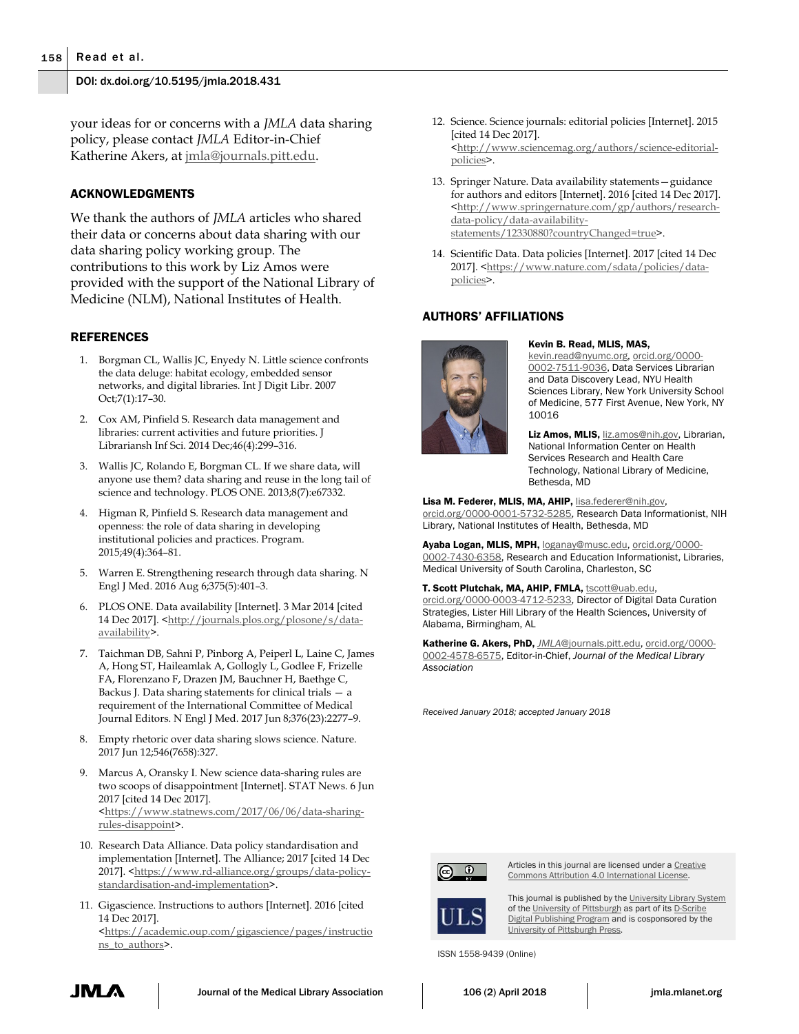your ideas for or concerns with a *JMLA* data sharing policy, please contact *JMLA* Editor-in-Chief Katherine Akers, at jmla@journals.pitt.edu.

## ACKNOWLEDGMENTS

We thank the authors of *JMLA* articles who shared their data or concerns about data sharing with our data sharing policy working group. The contributions to this work by Liz Amos were provided with the support of the National Library of Medicine (NLM), National Institutes of Health.

## REFERENCES

1. Borgman CL, Wallis JC, Enyedy N. Little science confronts the data deluge: habitat ecology, embedded sensor networks, and digital libraries. Int J Digit Libr. 2007 Oct;7(1):17–30.
2. Cox AM, Pinfield S. Research data management and libraries: current activities and future priorities. J Librariansh Inf Sci. 2014 Dec;46(4):299–316.
3. Wallis JC, Rolando E, Borgman CL. If we share data, will anyone use them? data sharing and reuse in the long tail of science and technology. PLOS ONE. 2013;8(7):e67332.
4. Higman R, Pinfield S. Research data management and openness: the role of data sharing in developing institutional policies and practices. Program. 2015;49(4):364–81.
5. Warren E. Strengthening research through data sharing. N Engl J Med. 2016 Aug 6;375(5):401–3.
6. PLOS ONE. Data availability [Internet]. 3 Mar 2014 [cited 14 Dec 2017]. <http://journals.plos.org/plosone/s/data-availability>.
7. Taichman DB, Sahni P, Pinborg A, Peiperl L, Laine C, James A, Hong ST, Haileamlak A, Gollogly L, Godlee F, Frizelle FA, Florenzano F, Drazen JM, Bauchner H, Baethge C, Backus J. Data sharing statements for clinical trials — a requirement of the International Committee of Medical Journal Editors. N Engl J Med. 2017 Jun 8;376(23):2277–9.
8. Empty rhetoric over data sharing slows science. Nature. 2017 Jun 12;546(7658):327.
9. Marcus A, Oransky I. New science data-sharing rules are two scoops of disappointment [Internet]. STAT News. 6 Jun 2017 [cited 14 Dec 2017]. <https://www.statnews.com/2017/06/06/data-sharing-rules-disappoint>.
10. Research Data Alliance. Data policy standardisation and implementation [Internet]. The Alliance; 2017 [cited 14 Dec 2017]. <https://www.rd-alliance.org/groups/data-policy-standardisation-and-implementation>.
11. Gigascience. Instructions to authors [Internet]. 2016 [cited 14 Dec 2017]. <https://academic.oup.com/gigascience/pages/instructions_to_authors>.
12. Science. Science journals: editorial policies [Internet]. 2015 [cited 14 Dec 2017]. <http://www.sciencemag.org/authors/science-editorial-policies>.
13. Springer Nature. Data availability statements—guidance for authors and editors [Internet]. 2016 [cited 14 Dec 2017]. <http://www.springernature.com/gp/authors/research-data-policy/data-availability-statements/12330880?countryChanged=true>.
14. Scientific Data. Data policies [Internet]. 2017 [cited 14 Dec 2017]. <https://www.nature.com/sdata/policies/data-policies>.

## AUTHORS' AFFILIATIONS

**Kevin B. Read, MLIS, MAS,** kevin.read@nyumc.org, orcid.org/0000-0002-7511-9036, Data Services Librarian and Data Discovery Lead, NYU Health Sciences Library, New York University School of Medicine, 577 First Avenue, New York, NY 10016

**Liz Amos, MLIS,** liz.amos@nih.gov, Librarian, National Information Center on Health Services Research and Health Care Technology, National Library of Medicine, Bethesda, MD

**Lisa M. Federer, MLIS, MA, AHIP,** lisa.federer@nih.gov, orcid.org/0000-0001-5732-5285, Research Data Informationist, NIH Library, National Institutes of Health, Bethesda, MD

**Ayaba Logan, MLIS, MPH,** loganay@musc.edu, orcid.org/0000-0002-7430-6358, Research and Education Informationist, Libraries, Medical University of South Carolina, Charleston, SC

**T. Scott Plutchak, MA, AHIP, FMLA,** tscott@uab.edu, orcid.org/0000-0003-4712-5233, Director of Digital Data Curation Strategies, Lister Hill Library of the Health Sciences, University of Alabama, Birmingham, AL

**Katherine G. Akers, PhD,** *JMLA*@journals.pitt.edu, orcid.org/0000-0002-4578-6575, Editor-in-Chief, *Journal of the Medical Library Association*

*Received January 2018; accepted January 2018*

Articles in this journal are licensed under a Creative Commons Attribution 4.0 International License.

This journal is published by the University Library System of the University of Pittsburgh as part of its D-Scribe Digital Publishing Program and is cosponsored by the University of Pittsburgh Press.

ISSN 1558-9439 (Online)